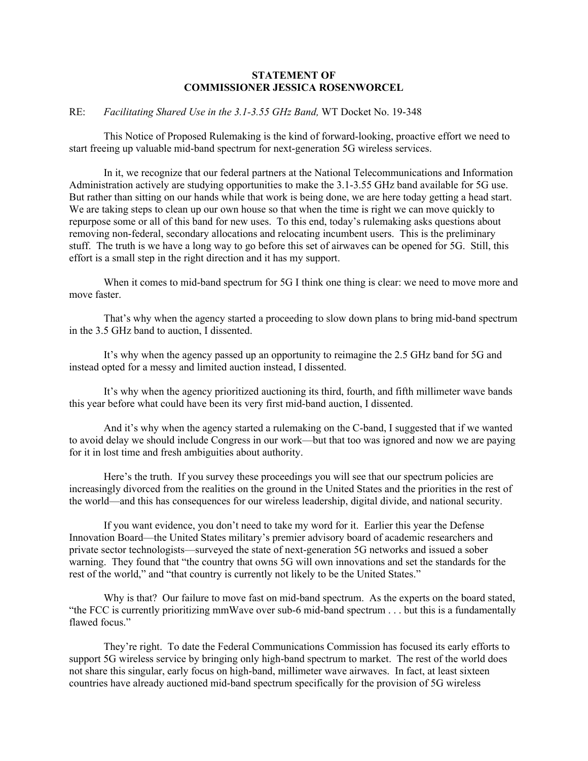**STATEMENT OF**
**COMMISSIONER JESSICA ROSENWORCEL**

RE: *Facilitating Shared Use in the 3.1-3.55 GHz Band,* WT Docket No. 19-348

This Notice of Proposed Rulemaking is the kind of forward-looking, proactive effort we need to start freeing up valuable mid-band spectrum for next-generation 5G wireless services.

In it, we recognize that our federal partners at the National Telecommunications and Information Administration actively are studying opportunities to make the 3.1-3.55 GHz band available for 5G use. But rather than sitting on our hands while that work is being done, we are here today getting a head start. We are taking steps to clean up our own house so that when the time is right we can move quickly to repurpose some or all of this band for new uses. To this end, today's rulemaking asks questions about removing non-federal, secondary allocations and relocating incumbent users. This is the preliminary stuff. The truth is we have a long way to go before this set of airwaves can be opened for 5G. Still, this effort is a small step in the right direction and it has my support.

When it comes to mid-band spectrum for 5G I think one thing is clear: we need to move more and move faster.

That's why when the agency started a proceeding to slow down plans to bring mid-band spectrum in the 3.5 GHz band to auction, I dissented.

It's why when the agency passed up an opportunity to reimagine the 2.5 GHz band for 5G and instead opted for a messy and limited auction instead, I dissented.

It's why when the agency prioritized auctioning its third, fourth, and fifth millimeter wave bands this year before what could have been its very first mid-band auction, I dissented.

And it's why when the agency started a rulemaking on the C-band, I suggested that if we wanted to avoid delay we should include Congress in our work—but that too was ignored and now we are paying for it in lost time and fresh ambiguities about authority.

Here's the truth. If you survey these proceedings you will see that our spectrum policies are increasingly divorced from the realities on the ground in the United States and the priorities in the rest of the world—and this has consequences for our wireless leadership, digital divide, and national security.

If you want evidence, you don't need to take my word for it. Earlier this year the Defense Innovation Board—the United States military's premier advisory board of academic researchers and private sector technologists—surveyed the state of next-generation 5G networks and issued a sober warning. They found that "the country that owns 5G will own innovations and set the standards for the rest of the world," and "that country is currently not likely to be the United States."

Why is that? Our failure to move fast on mid-band spectrum. As the experts on the board stated, "the FCC is currently prioritizing mmWave over sub-6 mid-band spectrum . . . but this is a fundamentally flawed focus."

They're right. To date the Federal Communications Commission has focused its early efforts to support 5G wireless service by bringing only high-band spectrum to market. The rest of the world does not share this singular, early focus on high-band, millimeter wave airwaves. In fact, at least sixteen countries have already auctioned mid-band spectrum specifically for the provision of 5G wireless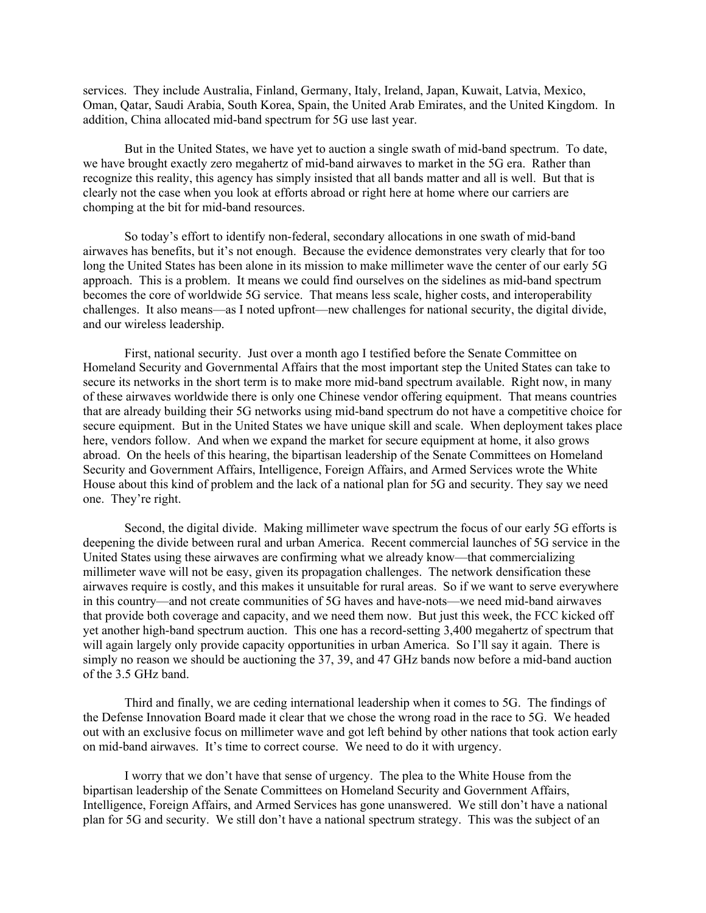services. They include Australia, Finland, Germany, Italy, Ireland, Japan, Kuwait, Latvia, Mexico, Oman, Qatar, Saudi Arabia, South Korea, Spain, the United Arab Emirates, and the United Kingdom. In addition, China allocated mid-band spectrum for 5G use last year.

But in the United States, we have yet to auction a single swath of mid-band spectrum. To date, we have brought exactly zero megahertz of mid-band airwaves to market in the 5G era. Rather than recognize this reality, this agency has simply insisted that all bands matter and all is well. But that is clearly not the case when you look at efforts abroad or right here at home where our carriers are chomping at the bit for mid-band resources.

So today's effort to identify non-federal, secondary allocations in one swath of mid-band airwaves has benefits, but it's not enough. Because the evidence demonstrates very clearly that for too long the United States has been alone in its mission to make millimeter wave the center of our early 5G approach. This is a problem. It means we could find ourselves on the sidelines as mid-band spectrum becomes the core of worldwide 5G service. That means less scale, higher costs, and interoperability challenges. It also means—as I noted upfront—new challenges for national security, the digital divide, and our wireless leadership.

First, national security. Just over a month ago I testified before the Senate Committee on Homeland Security and Governmental Affairs that the most important step the United States can take to secure its networks in the short term is to make more mid-band spectrum available. Right now, in many of these airwaves worldwide there is only one Chinese vendor offering equipment. That means countries that are already building their 5G networks using mid-band spectrum do not have a competitive choice for secure equipment. But in the United States we have unique skill and scale. When deployment takes place here, vendors follow. And when we expand the market for secure equipment at home, it also grows abroad. On the heels of this hearing, the bipartisan leadership of the Senate Committees on Homeland Security and Government Affairs, Intelligence, Foreign Affairs, and Armed Services wrote the White House about this kind of problem and the lack of a national plan for 5G and security. They say we need one. They're right.

Second, the digital divide. Making millimeter wave spectrum the focus of our early 5G efforts is deepening the divide between rural and urban America. Recent commercial launches of 5G service in the United States using these airwaves are confirming what we already know—that commercializing millimeter wave will not be easy, given its propagation challenges. The network densification these airwaves require is costly, and this makes it unsuitable for rural areas. So if we want to serve everywhere in this country—and not create communities of 5G haves and have-nots—we need mid-band airwaves that provide both coverage and capacity, and we need them now. But just this week, the FCC kicked off yet another high-band spectrum auction. This one has a record-setting 3,400 megahertz of spectrum that will again largely only provide capacity opportunities in urban America. So I'll say it again. There is simply no reason we should be auctioning the 37, 39, and 47 GHz bands now before a mid-band auction of the 3.5 GHz band.

Third and finally, we are ceding international leadership when it comes to 5G. The findings of the Defense Innovation Board made it clear that we chose the wrong road in the race to 5G. We headed out with an exclusive focus on millimeter wave and got left behind by other nations that took action early on mid-band airwaves. It's time to correct course. We need to do it with urgency.

I worry that we don't have that sense of urgency. The plea to the White House from the bipartisan leadership of the Senate Committees on Homeland Security and Government Affairs, Intelligence, Foreign Affairs, and Armed Services has gone unanswered. We still don't have a national plan for 5G and security. We still don't have a national spectrum strategy. This was the subject of an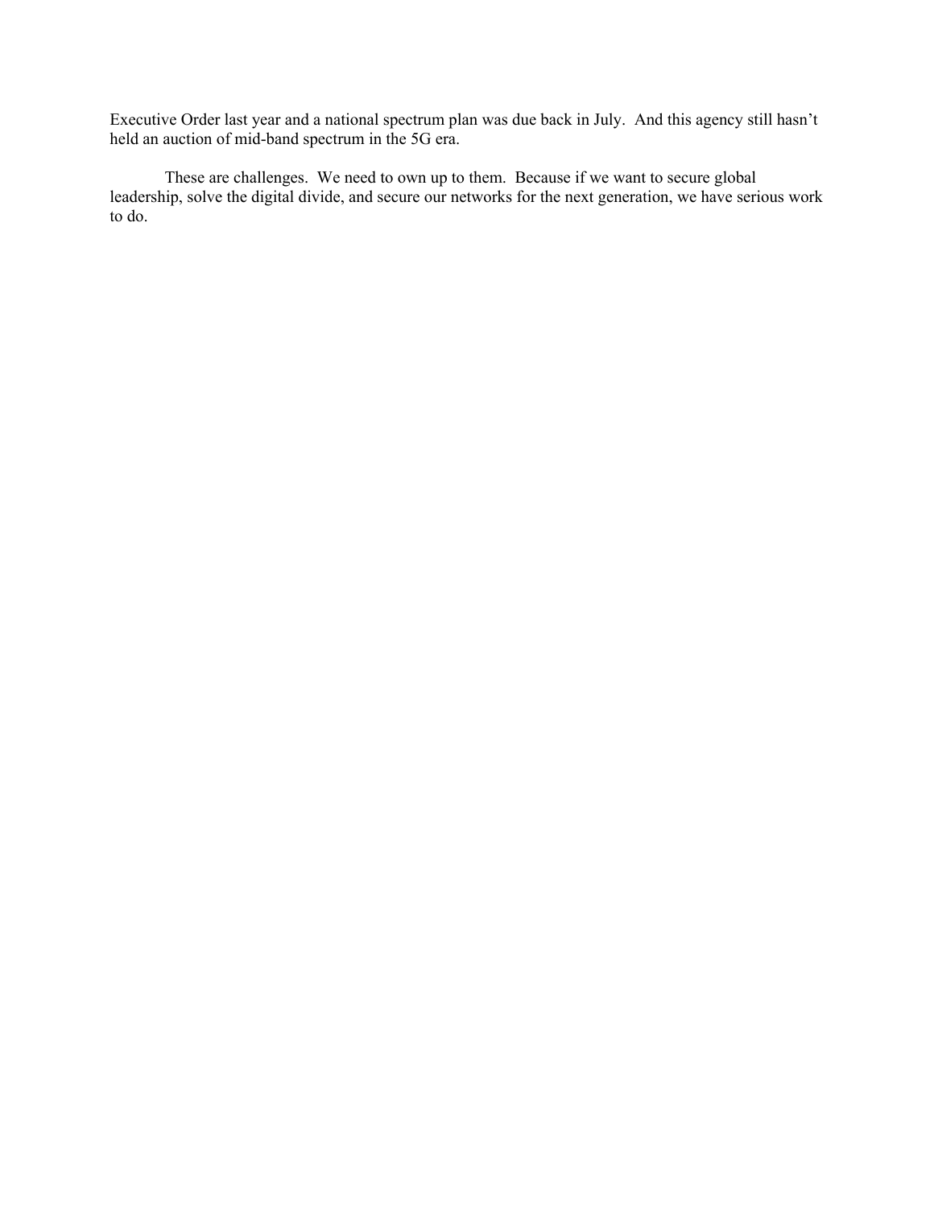Executive Order last year and a national spectrum plan was due back in July.  And this agency still hasn't held an auction of mid-band spectrum in the 5G era.

These are challenges.  We need to own up to them.  Because if we want to secure global leadership, solve the digital divide, and secure our networks for the next generation, we have serious work to do.